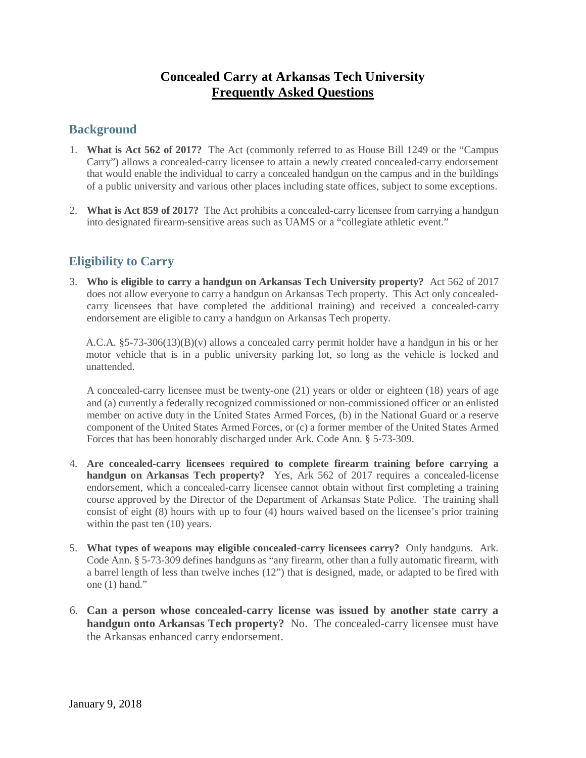# Concealed Carry at Arkansas Tech University

## Frequently Asked Questions

## Background

1. **What is Act 562 of 2017?** The Act (commonly referred to as House Bill 1249 or the "Campus Carry") allows a concealed-carry licensee to attain a newly created concealed-carry endorsement that would enable the individual to carry a concealed handgun on the campus and in the buildings of a public university and various other places including state offices, subject to some exceptions.

2. **What is Act 859 of 2017?** The Act prohibits a concealed-carry licensee from carrying a handgun into designated firearm-sensitive areas such as UAMS or a "collegiate athletic event."

## Eligibility to Carry

3. **Who is eligible to carry a handgun on Arkansas Tech University property?** Act 562 of 2017 does not allow everyone to carry a handgun on Arkansas Tech property. This Act only concealed-carry licensees that have completed the additional training) and received a concealed-carry endorsement are eligible to carry a handgun on Arkansas Tech property.

   A.C.A. §5-73-306(13)(B)(v) allows a concealed carry permit holder have a handgun in his or her motor vehicle that is in a public university parking lot, so long as the vehicle is locked and unattended.

   A concealed-carry licensee must be twenty-one (21) years or older or eighteen (18) years of age and (a) currently a federally recognized commissioned or non-commissioned officer or an enlisted member on active duty in the United States Armed Forces, (b) in the National Guard or a reserve component of the United States Armed Forces, or (c) a former member of the United States Armed Forces that has been honorably discharged under Ark. Code Ann. § 5-73-309.

4. **Are concealed-carry licensees required to complete firearm training before carrying a handgun on Arkansas Tech property?** Yes, Ark 562 of 2017 requires a concealed-license endorsement, which a concealed-carry licensee cannot obtain without first completing a training course approved by the Director of the Department of Arkansas State Police. The training shall consist of eight (8) hours with up to four (4) hours waived based on the licensee's prior training within the past ten (10) years.

5. **What types of weapons may eligible concealed-carry licensees carry?** Only handguns. Ark. Code Ann. § 5-73-309 defines handguns as "any firearm, other than a fully automatic firearm, with a barrel length of less than twelve inches (12") that is designed, made, or adapted to be fired with one (1) hand."

6. **Can a person whose concealed-carry license was issued by another state carry a handgun onto Arkansas Tech property?** No. The concealed-carry licensee must have the Arkansas enhanced carry endorsement.

January 9, 2018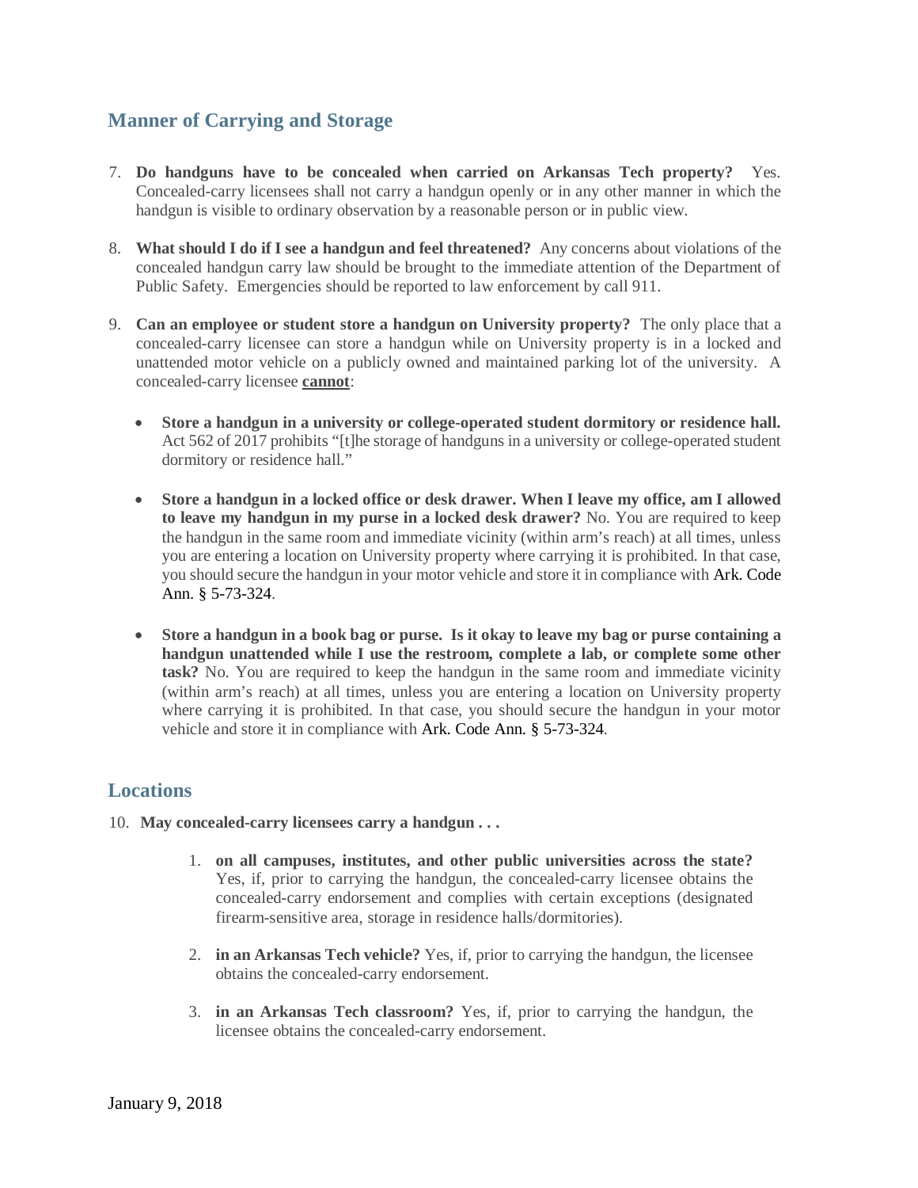## Manner of Carrying and Storage

7. **Do handguns have to be concealed when carried on Arkansas Tech property?** Yes. Concealed-carry licensees shall not carry a handgun openly or in any other manner in which the handgun is visible to ordinary observation by a reasonable person or in public view.

8. **What should I do if I see a handgun and feel threatened?** Any concerns about violations of the concealed handgun carry law should be brought to the immediate attention of the Department of Public Safety. Emergencies should be reported to law enforcement by call 911.

9. **Can an employee or student store a handgun on University property?** The only place that a concealed-carry licensee can store a handgun while on University property is in a locked and unattended motor vehicle on a publicly owned and maintained parking lot of the university. A concealed-carry licensee **cannot**:

   - **Store a handgun in a university or college-operated student dormitory or residence hall.** Act 562 of 2017 prohibits "[t]he storage of handguns in a university or college-operated student dormitory or residence hall."

   - **Store a handgun in a locked office or desk drawer. When I leave my office, am I allowed to leave my handgun in my purse in a locked desk drawer?** No. You are required to keep the handgun in the same room and immediate vicinity (within arm's reach) at all times, unless you are entering a location on University property where carrying it is prohibited. In that case, you should secure the handgun in your motor vehicle and store it in compliance with Ark. Code Ann. § 5-73-324.

   - **Store a handgun in a book bag or purse. Is it okay to leave my bag or purse containing a handgun unattended while I use the restroom, complete a lab, or complete some other task?** No. You are required to keep the handgun in the same room and immediate vicinity (within arm's reach) at all times, unless you are entering a location on University property where carrying it is prohibited. In that case, you should secure the handgun in your motor vehicle and store it in compliance with Ark. Code Ann. § 5-73-324.

## Locations

10. **May concealed-carry licensees carry a handgun . . .**

    1. **on all campuses, institutes, and other public universities across the state?** Yes, if, prior to carrying the handgun, the concealed-carry licensee obtains the concealed-carry endorsement and complies with certain exceptions (designated firearm-sensitive area, storage in residence halls/dormitories).

    2. **in an Arkansas Tech vehicle?** Yes, if, prior to carrying the handgun, the licensee obtains the concealed-carry endorsement.

    3. **in an Arkansas Tech classroom?** Yes, if, prior to carrying the handgun, the licensee obtains the concealed-carry endorsement.

January 9, 2018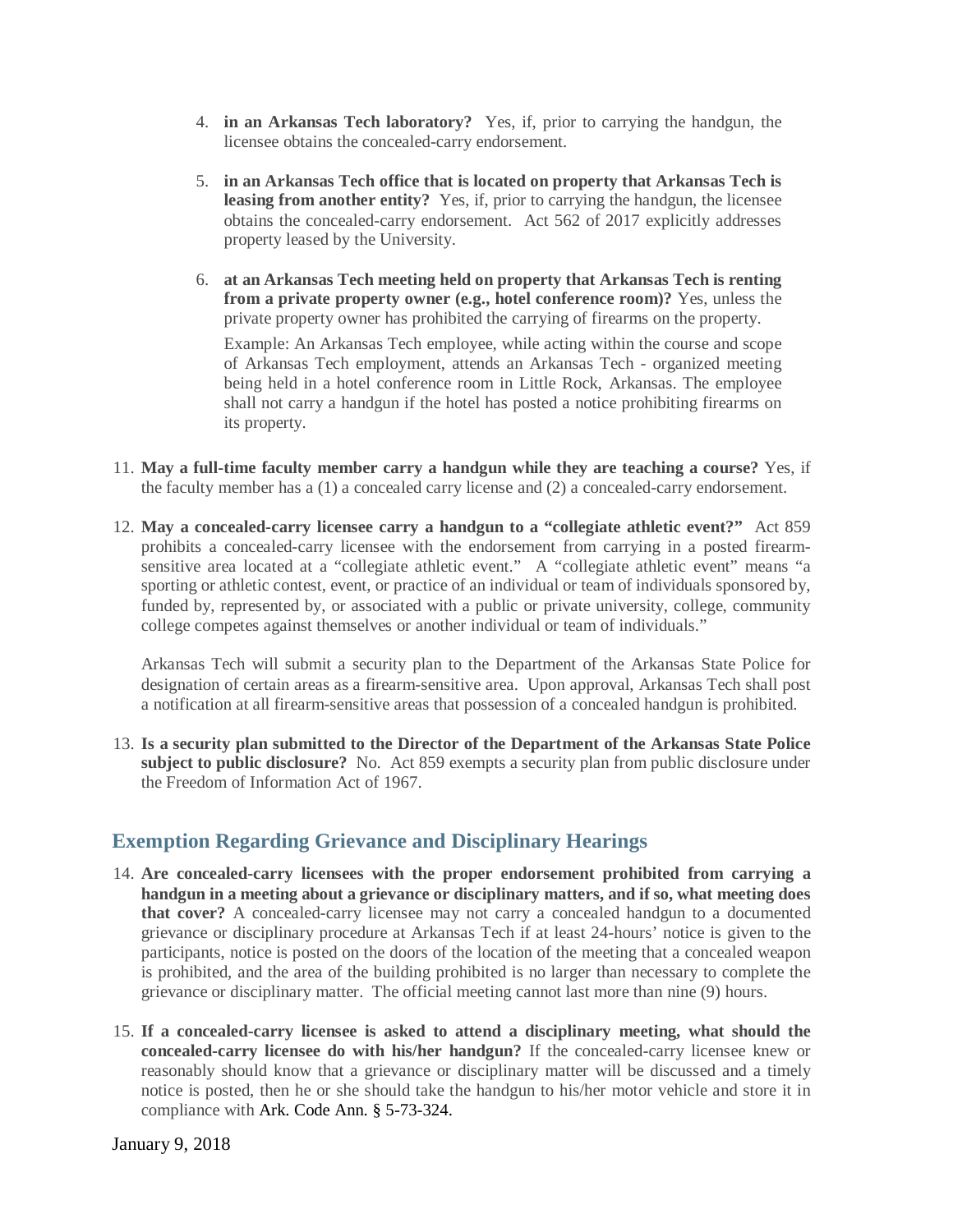4. **in an Arkansas Tech laboratory?** Yes, if, prior to carrying the handgun, the licensee obtains the concealed-carry endorsement.

5. **in an Arkansas Tech office that is located on property that Arkansas Tech is leasing from another entity?** Yes, if, prior to carrying the handgun, the licensee obtains the concealed-carry endorsement. Act 562 of 2017 explicitly addresses property leased by the University.

6. **at an Arkansas Tech meeting held on property that Arkansas Tech is renting from a private property owner (e.g., hotel conference room)?** Yes, unless the private property owner has prohibited the carrying of firearms on the property.

   Example: An Arkansas Tech employee, while acting within the course and scope of Arkansas Tech employment, attends an Arkansas Tech - organized meeting being held in a hotel conference room in Little Rock, Arkansas. The employee shall not carry a handgun if the hotel has posted a notice prohibiting firearms on its property.

11. **May a full-time faculty member carry a handgun while they are teaching a course?** Yes, if the faculty member has a (1) a concealed carry license and (2) a concealed-carry endorsement.

12. **May a concealed-carry licensee carry a handgun to a "collegiate athletic event?"** Act 859 prohibits a concealed-carry licensee with the endorsement from carrying in a posted firearm-sensitive area located at a "collegiate athletic event." A "collegiate athletic event" means "a sporting or athletic contest, event, or practice of an individual or team of individuals sponsored by, funded by, represented by, or associated with a public or private university, college, community college competes against themselves or another individual or team of individuals."

    Arkansas Tech will submit a security plan to the Department of the Arkansas State Police for designation of certain areas as a firearm-sensitive area. Upon approval, Arkansas Tech shall post a notification at all firearm-sensitive areas that possession of a concealed handgun is prohibited.

13. **Is a security plan submitted to the Director of the Department of the Arkansas State Police subject to public disclosure?** No. Act 859 exempts a security plan from public disclosure under the Freedom of Information Act of 1967.

## Exemption Regarding Grievance and Disciplinary Hearings

14. **Are concealed-carry licensees with the proper endorsement prohibited from carrying a handgun in a meeting about a grievance or disciplinary matters, and if so, what meeting does that cover?** A concealed-carry licensee may not carry a concealed handgun to a documented grievance or disciplinary procedure at Arkansas Tech if at least 24-hours' notice is given to the participants, notice is posted on the doors of the location of the meeting that a concealed weapon is prohibited, and the area of the building prohibited is no larger than necessary to complete the grievance or disciplinary matter. The official meeting cannot last more than nine (9) hours.

15. **If a concealed-carry licensee is asked to attend a disciplinary meeting, what should the concealed-carry licensee do with his/her handgun?** If the concealed-carry licensee knew or reasonably should know that a grievance or disciplinary matter will be discussed and a timely notice is posted, then he or she should take the handgun to his/her motor vehicle and store it in compliance with Ark. Code Ann. § 5-73-324.

January 9, 2018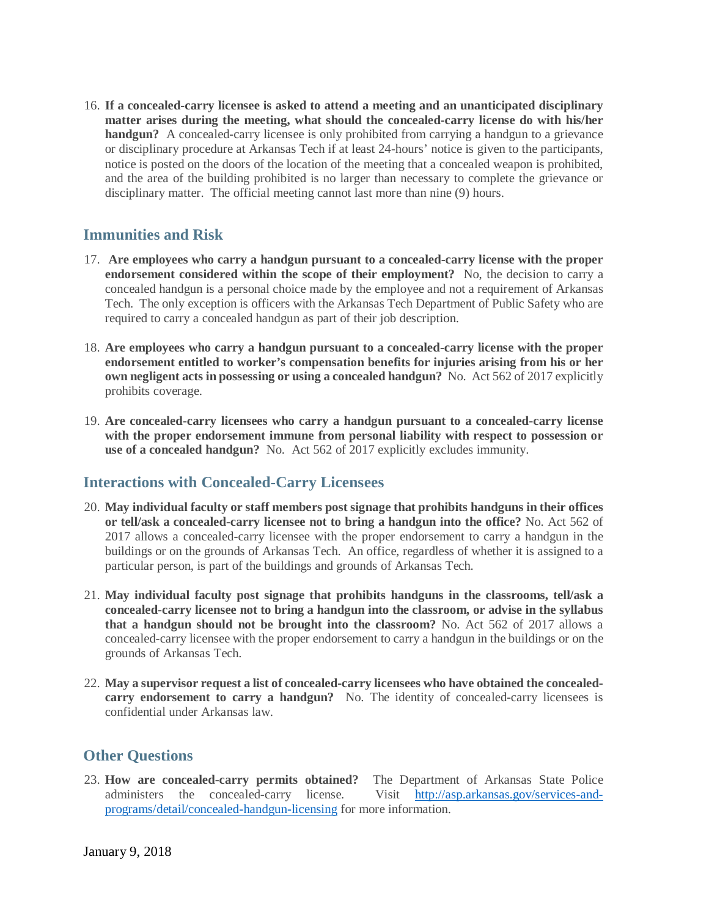16. **If a concealed-carry licensee is asked to attend a meeting and an unanticipated disciplinary matter arises during the meeting, what should the concealed-carry license do with his/her handgun?** A concealed-carry licensee is only prohibited from carrying a handgun to a grievance or disciplinary procedure at Arkansas Tech if at least 24-hours' notice is given to the participants, notice is posted on the doors of the location of the meeting that a concealed weapon is prohibited, and the area of the building prohibited is no larger than necessary to complete the grievance or disciplinary matter. The official meeting cannot last more than nine (9) hours.

## Immunities and Risk

17. **Are employees who carry a handgun pursuant to a concealed-carry license with the proper endorsement considered within the scope of their employment?** No, the decision to carry a concealed handgun is a personal choice made by the employee and not a requirement of Arkansas Tech. The only exception is officers with the Arkansas Tech Department of Public Safety who are required to carry a concealed handgun as part of their job description.

18. **Are employees who carry a handgun pursuant to a concealed-carry license with the proper endorsement entitled to worker's compensation benefits for injuries arising from his or her own negligent acts in possessing or using a concealed handgun?** No. Act 562 of 2017 explicitly prohibits coverage.

19. **Are concealed-carry licensees who carry a handgun pursuant to a concealed-carry license with the proper endorsement immune from personal liability with respect to possession or use of a concealed handgun?** No. Act 562 of 2017 explicitly excludes immunity.

## Interactions with Concealed-Carry Licensees

20. **May individual faculty or staff members post signage that prohibits handguns in their offices or tell/ask a concealed-carry licensee not to bring a handgun into the office?** No. Act 562 of 2017 allows a concealed-carry licensee with the proper endorsement to carry a handgun in the buildings or on the grounds of Arkansas Tech. An office, regardless of whether it is assigned to a particular person, is part of the buildings and grounds of Arkansas Tech.

21. **May individual faculty post signage that prohibits handguns in the classrooms, tell/ask a concealed-carry licensee not to bring a handgun into the classroom, or advise in the syllabus that a handgun should not be brought into the classroom?** No. Act 562 of 2017 allows a concealed-carry licensee with the proper endorsement to carry a handgun in the buildings or on the grounds of Arkansas Tech.

22. **May a supervisor request a list of concealed-carry licensees who have obtained the concealed-carry endorsement to carry a handgun?** No. The identity of concealed-carry licensees is confidential under Arkansas law.

## Other Questions

23. **How are concealed-carry permits obtained?** The Department of Arkansas State Police administers the concealed-carry license. Visit [http://asp.arkansas.gov/services-and-programs/detail/concealed-handgun-licensing](http://asp.arkansas.gov/services-and-programs/detail/concealed-handgun-licensing) for more information.

January 9, 2018